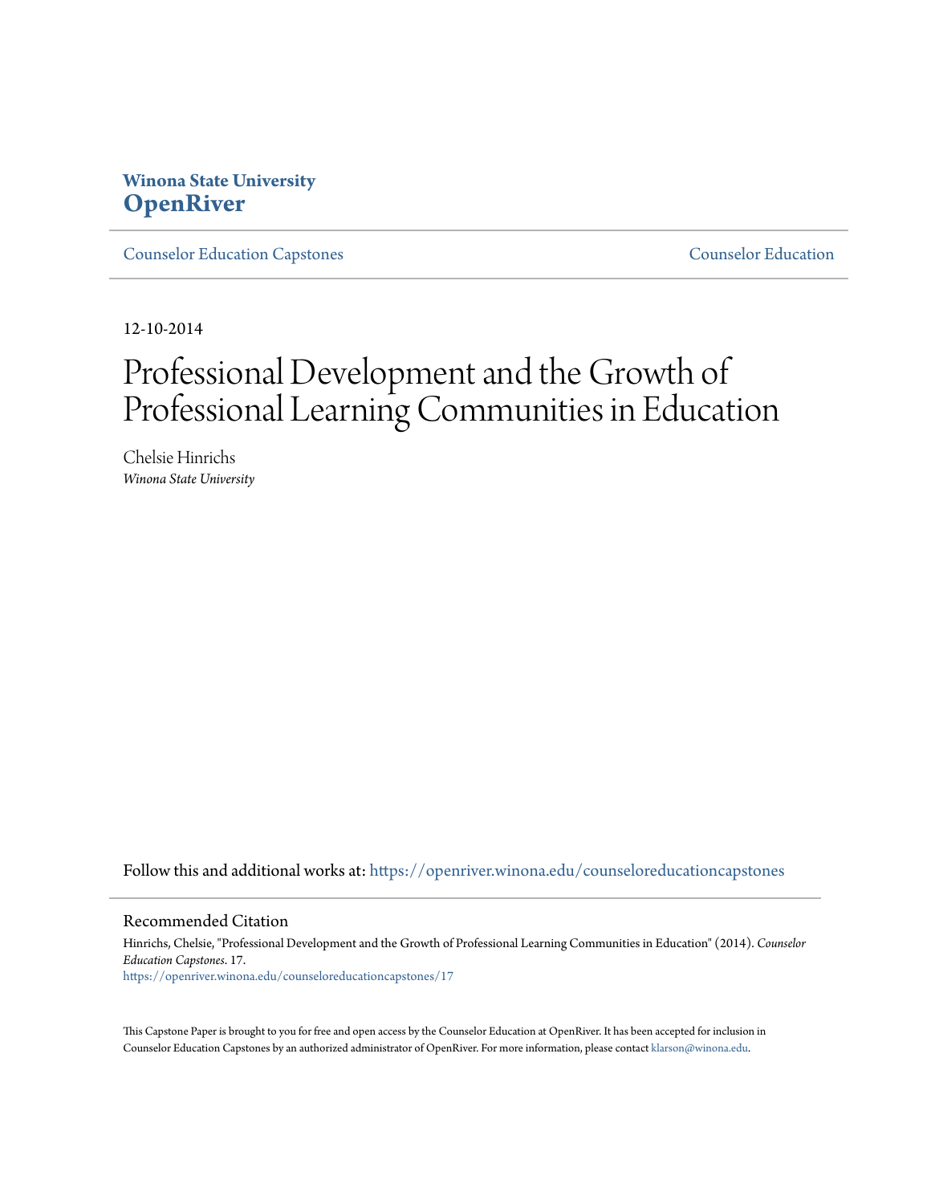Winona State University
**OpenRiver**

Counselor Education Capstones | Counselor Education

12-10-2014

# Professional Development and the Growth of Professional Learning Communities in Education

Chelsie Hinrichs
*Winona State University*

Follow this and additional works at: https://openriver.winona.edu/counseloreducationcapstones

## Recommended Citation

Hinrichs, Chelsie, "Professional Development and the Growth of Professional Learning Communities in Education" (2014). *Counselor Education Capstones*. 17.
https://openriver.winona.edu/counseloreducationcapstones/17

This Capstone Paper is brought to you for free and open access by the Counselor Education at OpenRiver. It has been accepted for inclusion in Counselor Education Capstones by an authorized administrator of OpenRiver. For more information, please contact klarson@winona.edu.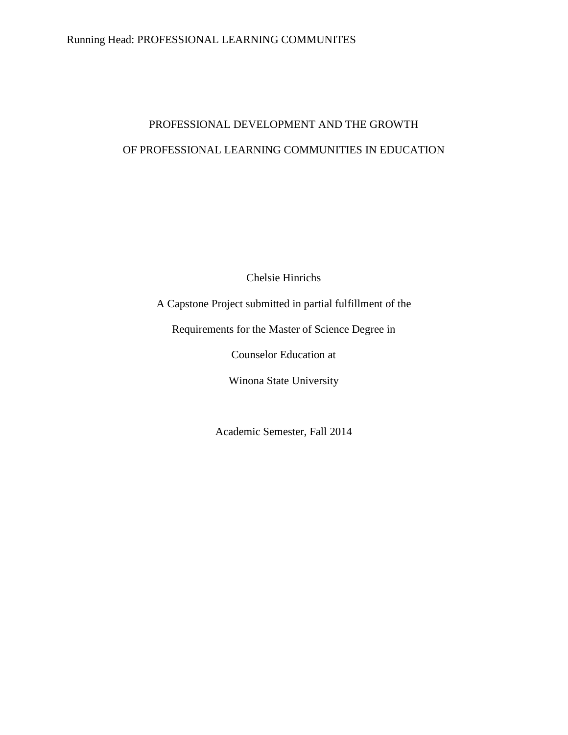# PROFESSIONAL DEVELOPMENT AND THE GROWTH

# OF PROFESSIONAL LEARNING COMMUNITIES IN EDUCATION

Chelsie Hinrichs

A Capstone Project submitted in partial fulfillment of the

Requirements for the Master of Science Degree in

Counselor Education at

Winona State University

Academic Semester, Fall 2014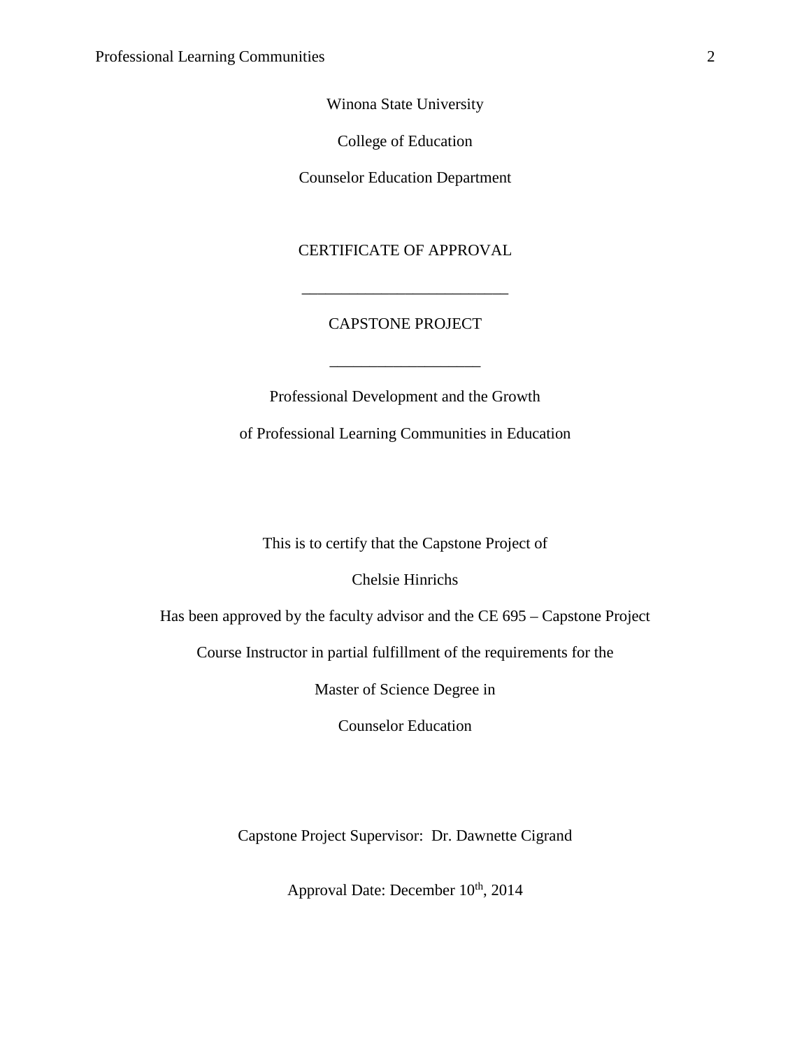Winona State University

College of Education

Counselor Education Department

CERTIFICATE OF APPROVAL

\_\_\_\_\_\_\_\_\_\_\_\_\_\_\_\_\_\_\_\_\_\_\_\_\_\_

CAPSTONE PROJECT

\_\_\_\_\_\_\_\_\_\_\_\_\_\_\_\_\_\_\_

Professional Development and the Growth

of Professional Learning Communities in Education

This is to certify that the Capstone Project of

Chelsie Hinrichs

Has been approved by the faculty advisor and the CE 695 – Capstone Project

Course Instructor in partial fulfillment of the requirements for the

Master of Science Degree in

Counselor Education

Capstone Project Supervisor: Dr. Dawnette Cigrand

Approval Date: December 10th, 2014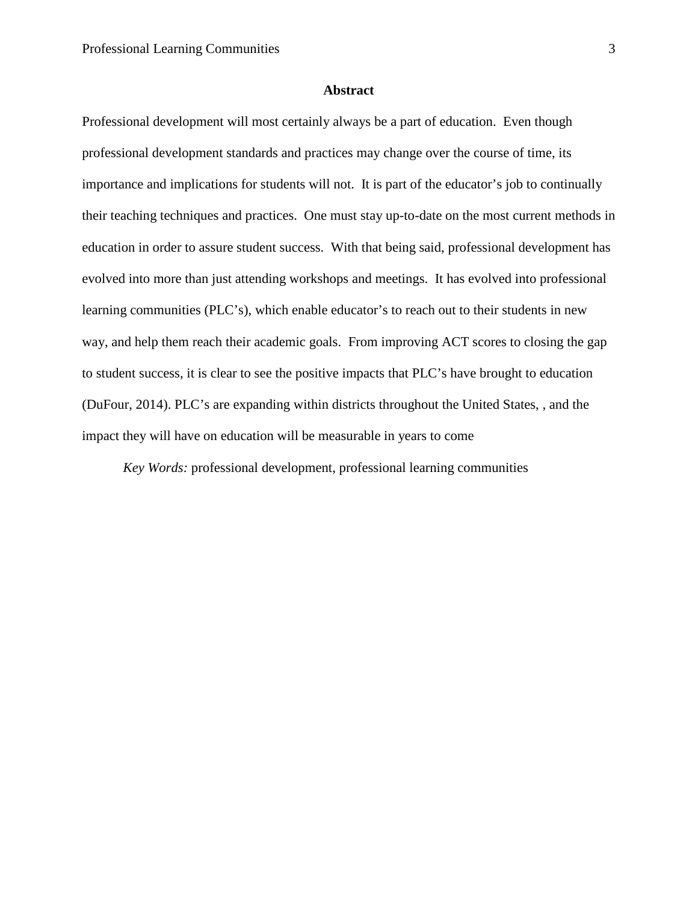# Abstract

Professional development will most certainly always be a part of education. Even though professional development standards and practices may change over the course of time, its importance and implications for students will not. It is part of the educator's job to continually their teaching techniques and practices. One must stay up-to-date on the most current methods in education in order to assure student success. With that being said, professional development has evolved into more than just attending workshops and meetings. It has evolved into professional learning communities (PLC's), which enable educator's to reach out to their students in new way, and help them reach their academic goals. From improving ACT scores to closing the gap to student success, it is clear to see the positive impacts that PLC's have brought to education (DuFour, 2014). PLC's are expanding within districts throughout the United States, , and the impact they will have on education will be measurable in years to come

*Key Words:* professional development, professional learning communities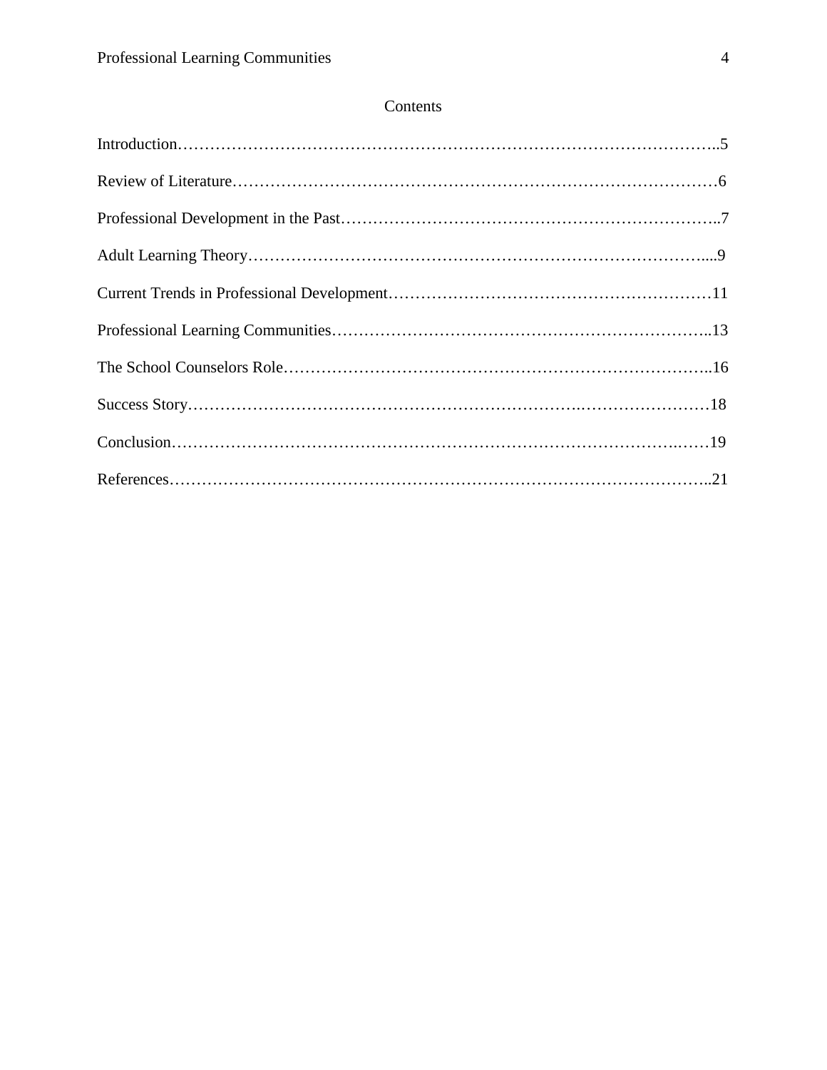# Contents

Introduction……………………………………………………………………………………..5

Review of Literature………………………………………………………………………………6

Professional Development in the Past…………………………………………………………..7

Adult Learning Theory…………………………………………………………………………....9

Current Trends in Professional Development……………………………………………………11

Professional Learning Communities………………………………………………………………..13

The School Counselors Role………………………………………………………………………..16

Success Story………………………………………………………………………………………18

Conclusion…………………………………………………………………………………….……19

References……………………………………………………………………………………..21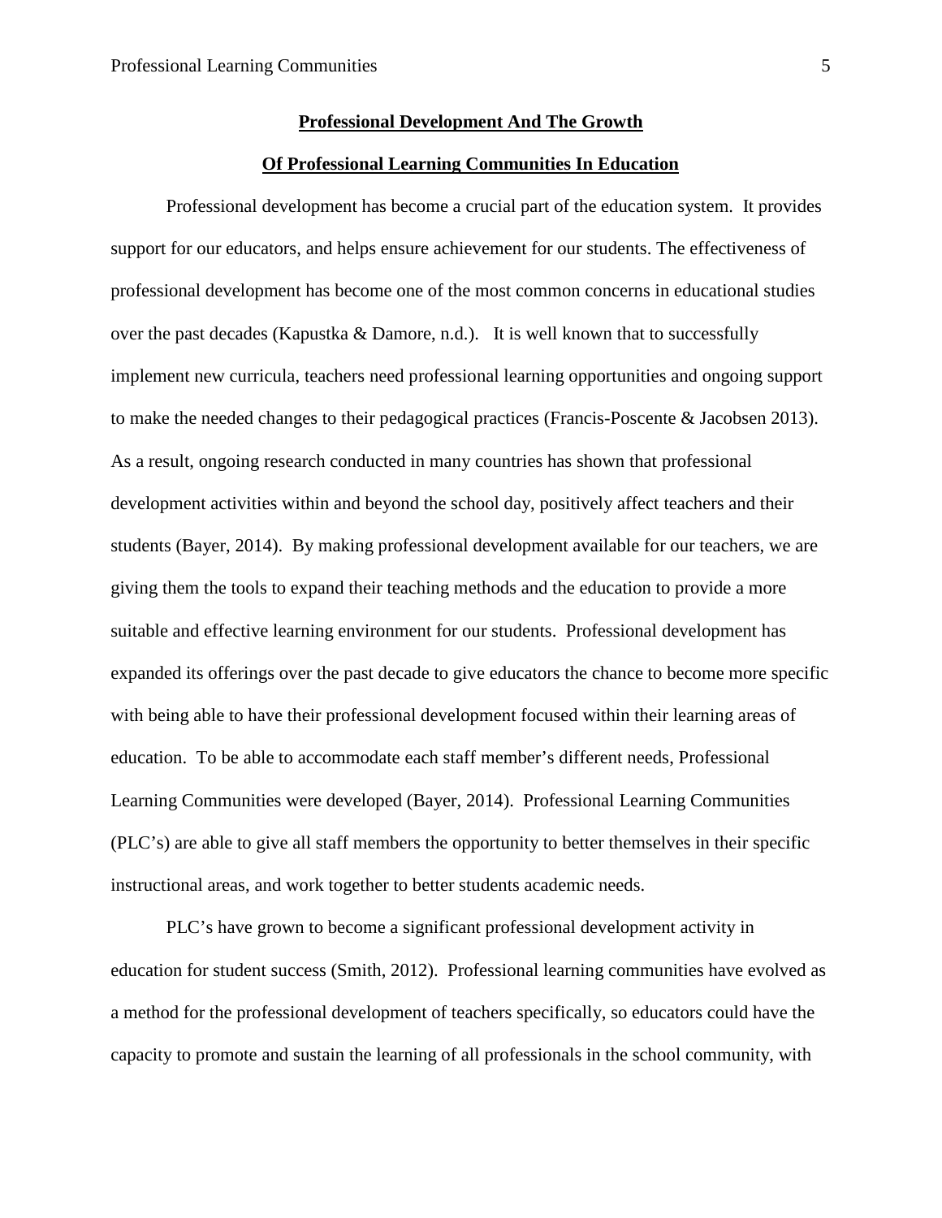## **Professional Development And The Growth Of Professional Learning Communities In Education**

Professional development has become a crucial part of the education system. It provides support for our educators, and helps ensure achievement for our students. The effectiveness of professional development has become one of the most common concerns in educational studies over the past decades (Kapustka & Damore, n.d.). It is well known that to successfully implement new curricula, teachers need professional learning opportunities and ongoing support to make the needed changes to their pedagogical practices (Francis-Poscente & Jacobsen 2013). As a result, ongoing research conducted in many countries has shown that professional development activities within and beyond the school day, positively affect teachers and their students (Bayer, 2014). By making professional development available for our teachers, we are giving them the tools to expand their teaching methods and the education to provide a more suitable and effective learning environment for our students. Professional development has expanded its offerings over the past decade to give educators the chance to become more specific with being able to have their professional development focused within their learning areas of education. To be able to accommodate each staff member's different needs, Professional Learning Communities were developed (Bayer, 2014). Professional Learning Communities (PLC's) are able to give all staff members the opportunity to better themselves in their specific instructional areas, and work together to better students academic needs.

PLC's have grown to become a significant professional development activity in education for student success (Smith, 2012). Professional learning communities have evolved as a method for the professional development of teachers specifically, so educators could have the capacity to promote and sustain the learning of all professionals in the school community, with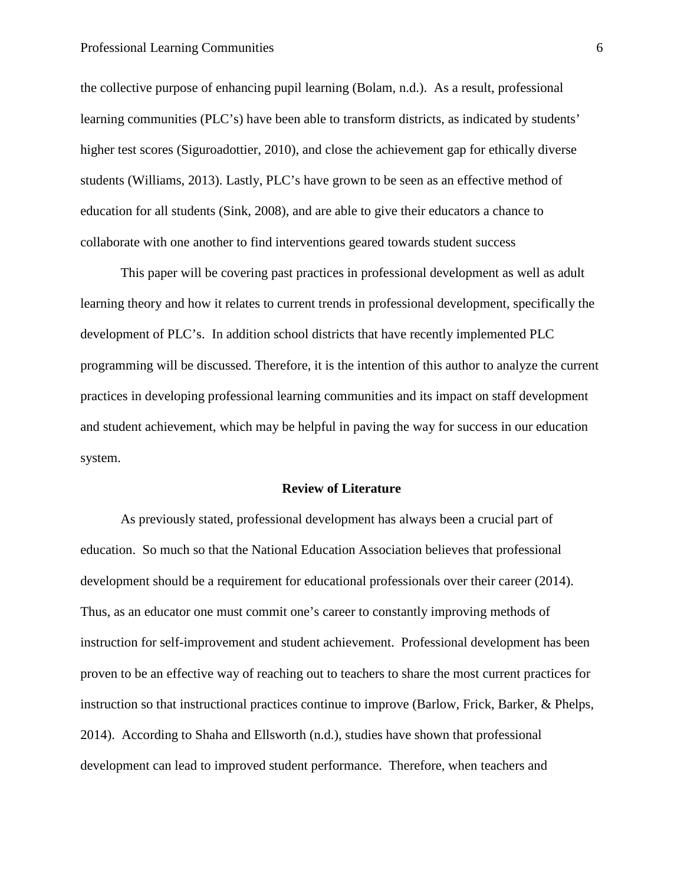the collective purpose of enhancing pupil learning (Bolam, n.d.). As a result, professional learning communities (PLC's) have been able to transform districts, as indicated by students' higher test scores (Siguroadottier, 2010), and close the achievement gap for ethically diverse students (Williams, 2013). Lastly, PLC's have grown to be seen as an effective method of education for all students (Sink, 2008), and are able to give their educators a chance to collaborate with one another to find interventions geared towards student success

This paper will be covering past practices in professional development as well as adult learning theory and how it relates to current trends in professional development, specifically the development of PLC's. In addition school districts that have recently implemented PLC programming will be discussed. Therefore, it is the intention of this author to analyze the current practices in developing professional learning communities and its impact on staff development and student achievement, which may be helpful in paving the way for success in our education system.

## Review of Literature

As previously stated, professional development has always been a crucial part of education. So much so that the National Education Association believes that professional development should be a requirement for educational professionals over their career (2014). Thus, as an educator one must commit one's career to constantly improving methods of instruction for self-improvement and student achievement. Professional development has been proven to be an effective way of reaching out to teachers to share the most current practices for instruction so that instructional practices continue to improve (Barlow, Frick, Barker, & Phelps, 2014). According to Shaha and Ellsworth (n.d.), studies have shown that professional development can lead to improved student performance. Therefore, when teachers and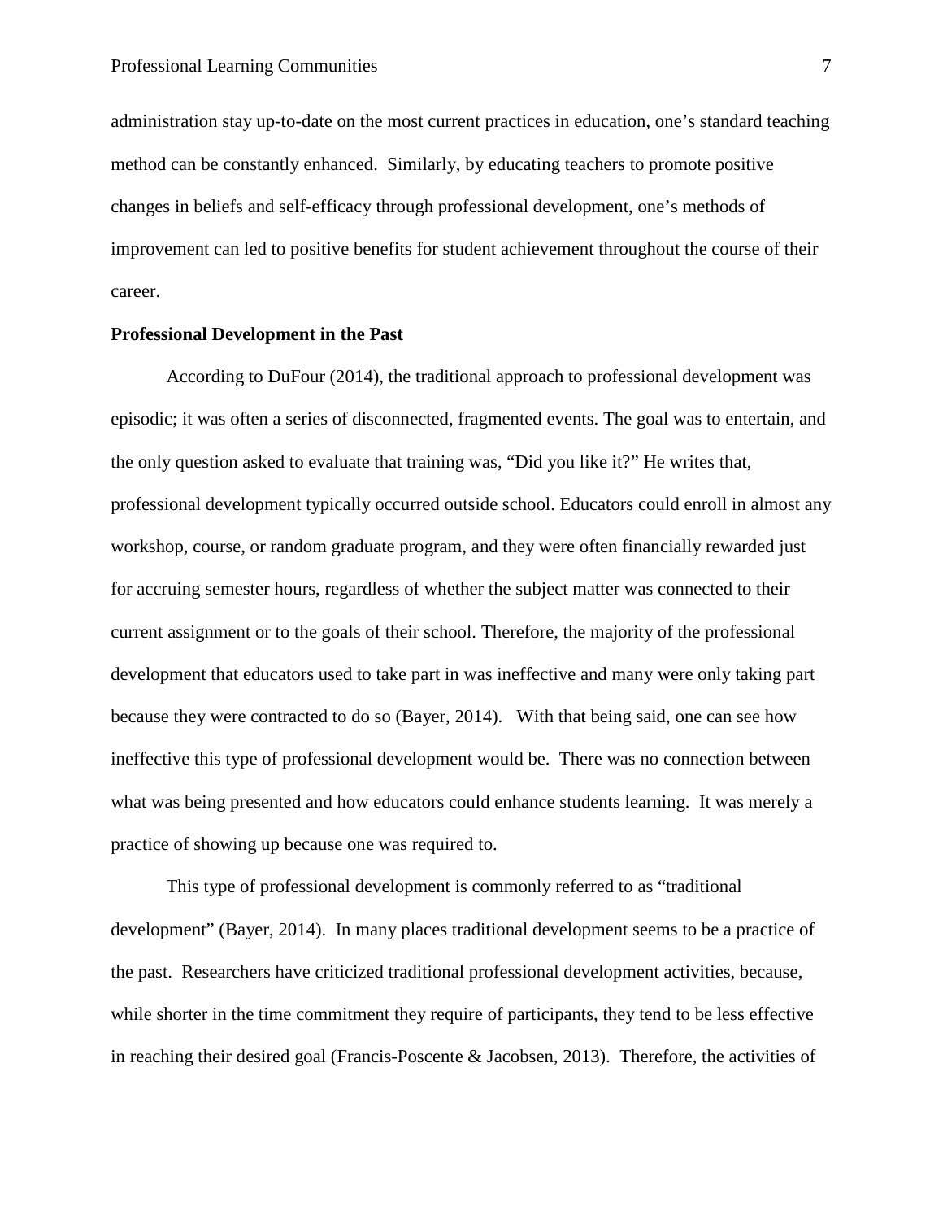administration stay up-to-date on the most current practices in education, one's standard teaching method can be constantly enhanced. Similarly, by educating teachers to promote positive changes in beliefs and self-efficacy through professional development, one's methods of improvement can led to positive benefits for student achievement throughout the course of their career.

**Professional Development in the Past**

According to DuFour (2014), the traditional approach to professional development was episodic; it was often a series of disconnected, fragmented events. The goal was to entertain, and the only question asked to evaluate that training was, "Did you like it?" He writes that, professional development typically occurred outside school. Educators could enroll in almost any workshop, course, or random graduate program, and they were often financially rewarded just for accruing semester hours, regardless of whether the subject matter was connected to their current assignment or to the goals of their school. Therefore, the majority of the professional development that educators used to take part in was ineffective and many were only taking part because they were contracted to do so (Bayer, 2014). With that being said, one can see how ineffective this type of professional development would be. There was no connection between what was being presented and how educators could enhance students learning. It was merely a practice of showing up because one was required to.

This type of professional development is commonly referred to as "traditional development" (Bayer, 2014). In many places traditional development seems to be a practice of the past. Researchers have criticized traditional professional development activities, because, while shorter in the time commitment they require of participants, they tend to be less effective in reaching their desired goal (Francis-Poscente & Jacobsen, 2013). Therefore, the activities of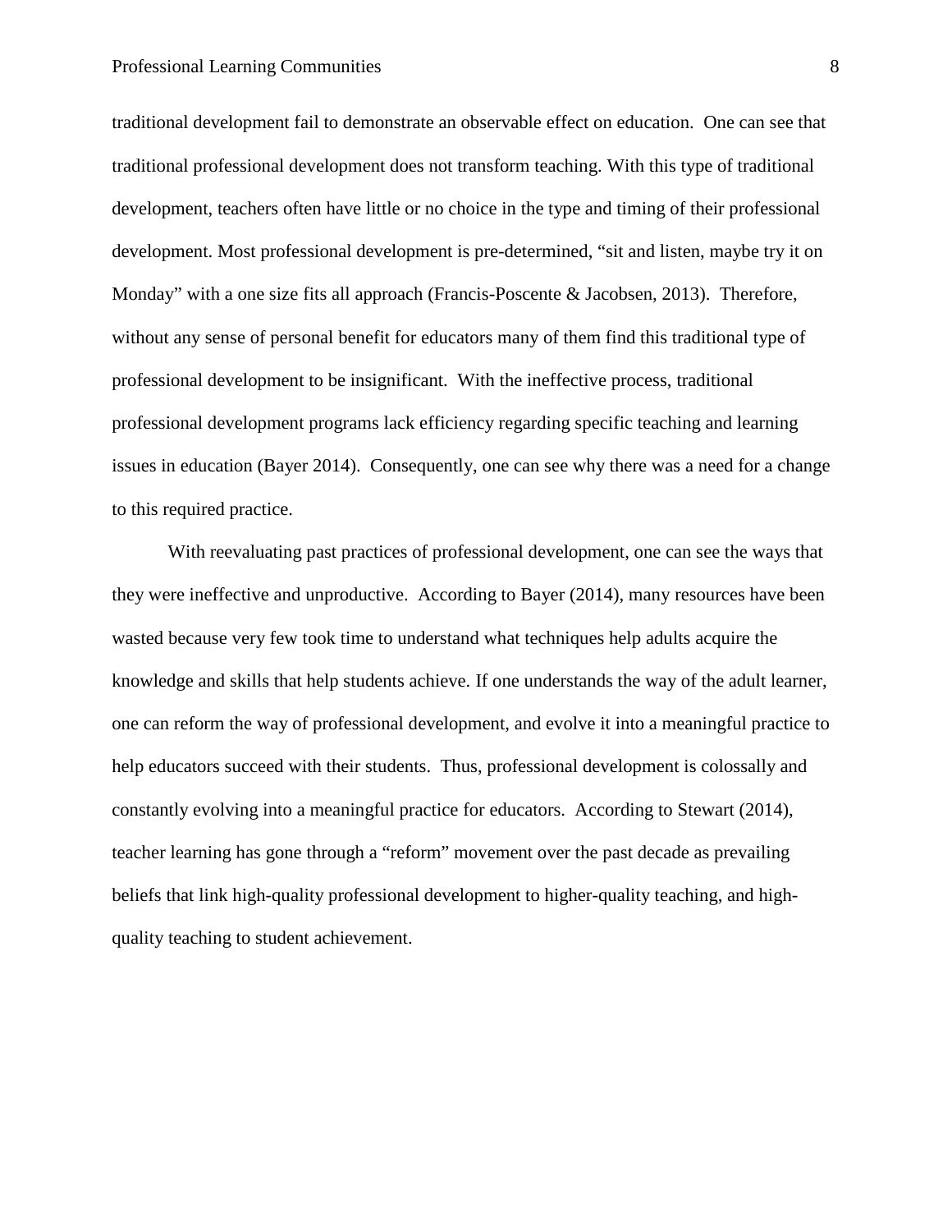traditional development fail to demonstrate an observable effect on education. One can see that traditional professional development does not transform teaching. With this type of traditional development, teachers often have little or no choice in the type and timing of their professional development. Most professional development is pre-determined, "sit and listen, maybe try it on Monday" with a one size fits all approach (Francis-Poscente & Jacobsen, 2013). Therefore, without any sense of personal benefit for educators many of them find this traditional type of professional development to be insignificant. With the ineffective process, traditional professional development programs lack efficiency regarding specific teaching and learning issues in education (Bayer 2014). Consequently, one can see why there was a need for a change to this required practice.

With reevaluating past practices of professional development, one can see the ways that they were ineffective and unproductive. According to Bayer (2014), many resources have been wasted because very few took time to understand what techniques help adults acquire the knowledge and skills that help students achieve. If one understands the way of the adult learner, one can reform the way of professional development, and evolve it into a meaningful practice to help educators succeed with their students. Thus, professional development is colossally and constantly evolving into a meaningful practice for educators. According to Stewart (2014), teacher learning has gone through a "reform" movement over the past decade as prevailing beliefs that link high-quality professional development to higher-quality teaching, and high-quality teaching to student achievement.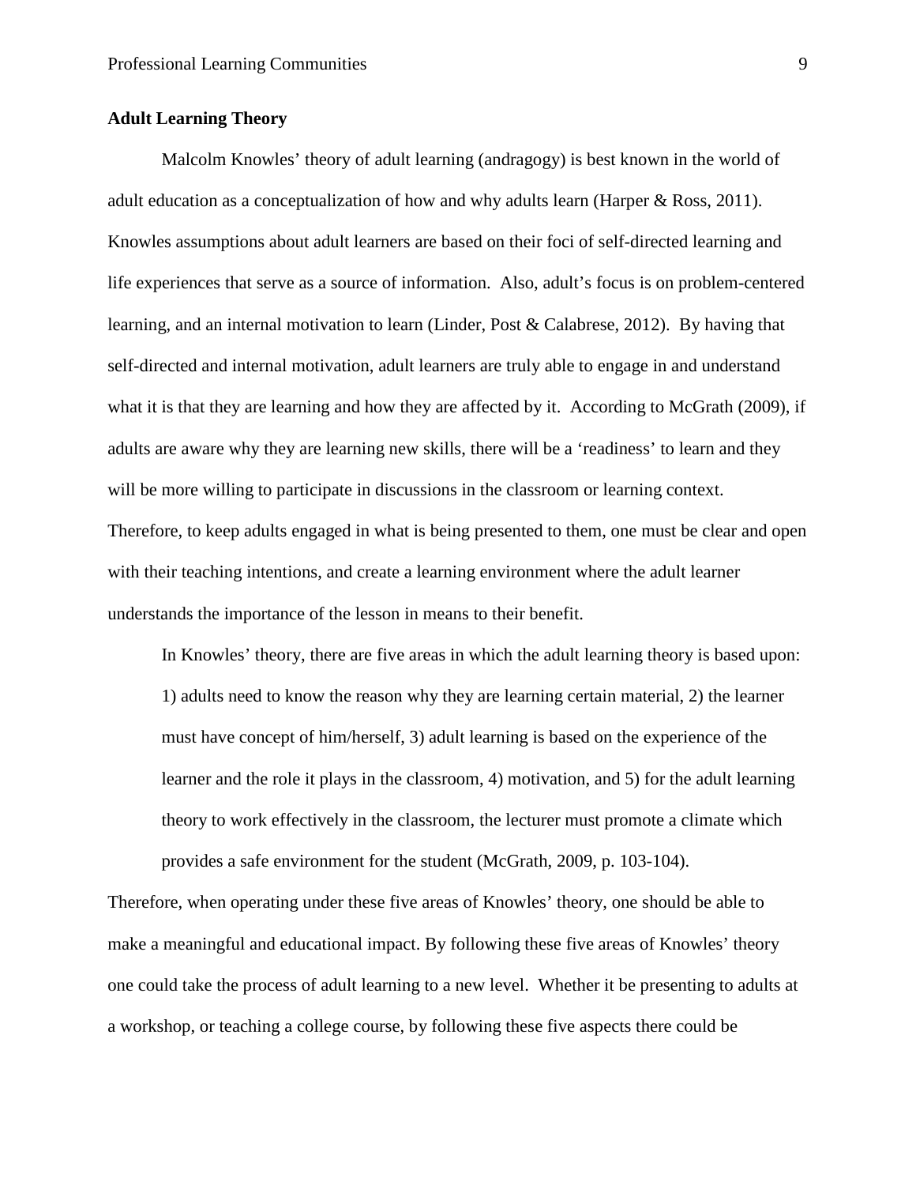## Adult Learning Theory

Malcolm Knowles' theory of adult learning (andragogy) is best known in the world of adult education as a conceptualization of how and why adults learn (Harper & Ross, 2011). Knowles assumptions about adult learners are based on their foci of self-directed learning and life experiences that serve as a source of information. Also, adult's focus is on problem-centered learning, and an internal motivation to learn (Linder, Post & Calabrese, 2012). By having that self-directed and internal motivation, adult learners are truly able to engage in and understand what it is that they are learning and how they are affected by it. According to McGrath (2009), if adults are aware why they are learning new skills, there will be a 'readiness' to learn and they will be more willing to participate in discussions in the classroom or learning context. Therefore, to keep adults engaged in what is being presented to them, one must be clear and open with their teaching intentions, and create a learning environment where the adult learner understands the importance of the lesson in means to their benefit.

> In Knowles' theory, there are five areas in which the adult learning theory is based upon: 1) adults need to know the reason why they are learning certain material, 2) the learner must have concept of him/herself, 3) adult learning is based on the experience of the learner and the role it plays in the classroom, 4) motivation, and 5) for the adult learning theory to work effectively in the classroom, the lecturer must promote a climate which provides a safe environment for the student (McGrath, 2009, p. 103-104).

Therefore, when operating under these five areas of Knowles' theory, one should be able to make a meaningful and educational impact. By following these five areas of Knowles' theory one could take the process of adult learning to a new level. Whether it be presenting to adults at a workshop, or teaching a college course, by following these five aspects there could be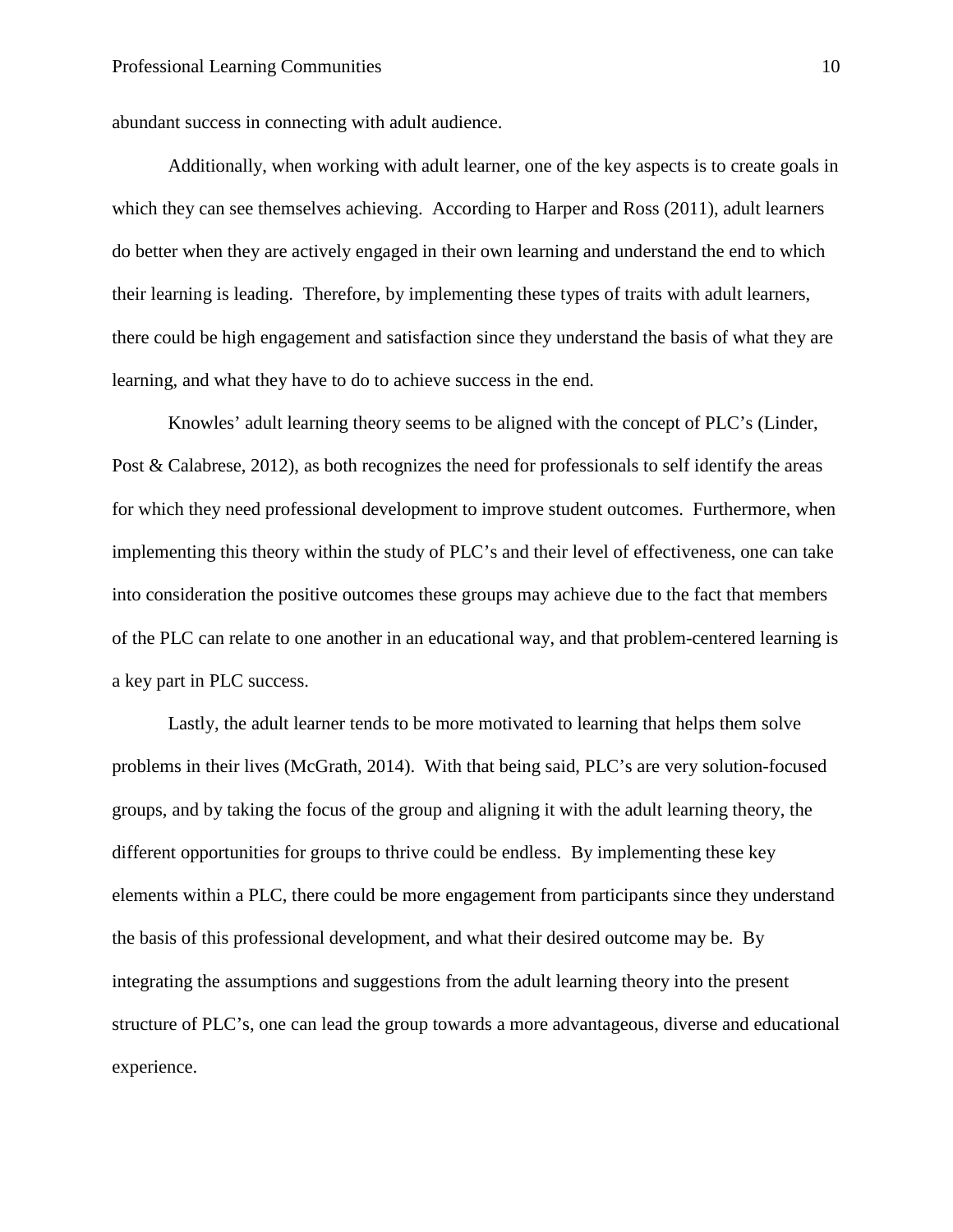abundant success in connecting with adult audience.

Additionally, when working with adult learner, one of the key aspects is to create goals in which they can see themselves achieving. According to Harper and Ross (2011), adult learners do better when they are actively engaged in their own learning and understand the end to which their learning is leading. Therefore, by implementing these types of traits with adult learners, there could be high engagement and satisfaction since they understand the basis of what they are learning, and what they have to do to achieve success in the end.

Knowles' adult learning theory seems to be aligned with the concept of PLC's (Linder, Post & Calabrese, 2012), as both recognizes the need for professionals to self identify the areas for which they need professional development to improve student outcomes. Furthermore, when implementing this theory within the study of PLC's and their level of effectiveness, one can take into consideration the positive outcomes these groups may achieve due to the fact that members of the PLC can relate to one another in an educational way, and that problem-centered learning is a key part in PLC success.

Lastly, the adult learner tends to be more motivated to learning that helps them solve problems in their lives (McGrath, 2014). With that being said, PLC's are very solution-focused groups, and by taking the focus of the group and aligning it with the adult learning theory, the different opportunities for groups to thrive could be endless. By implementing these key elements within a PLC, there could be more engagement from participants since they understand the basis of this professional development, and what their desired outcome may be. By integrating the assumptions and suggestions from the adult learning theory into the present structure of PLC's, one can lead the group towards a more advantageous, diverse and educational experience.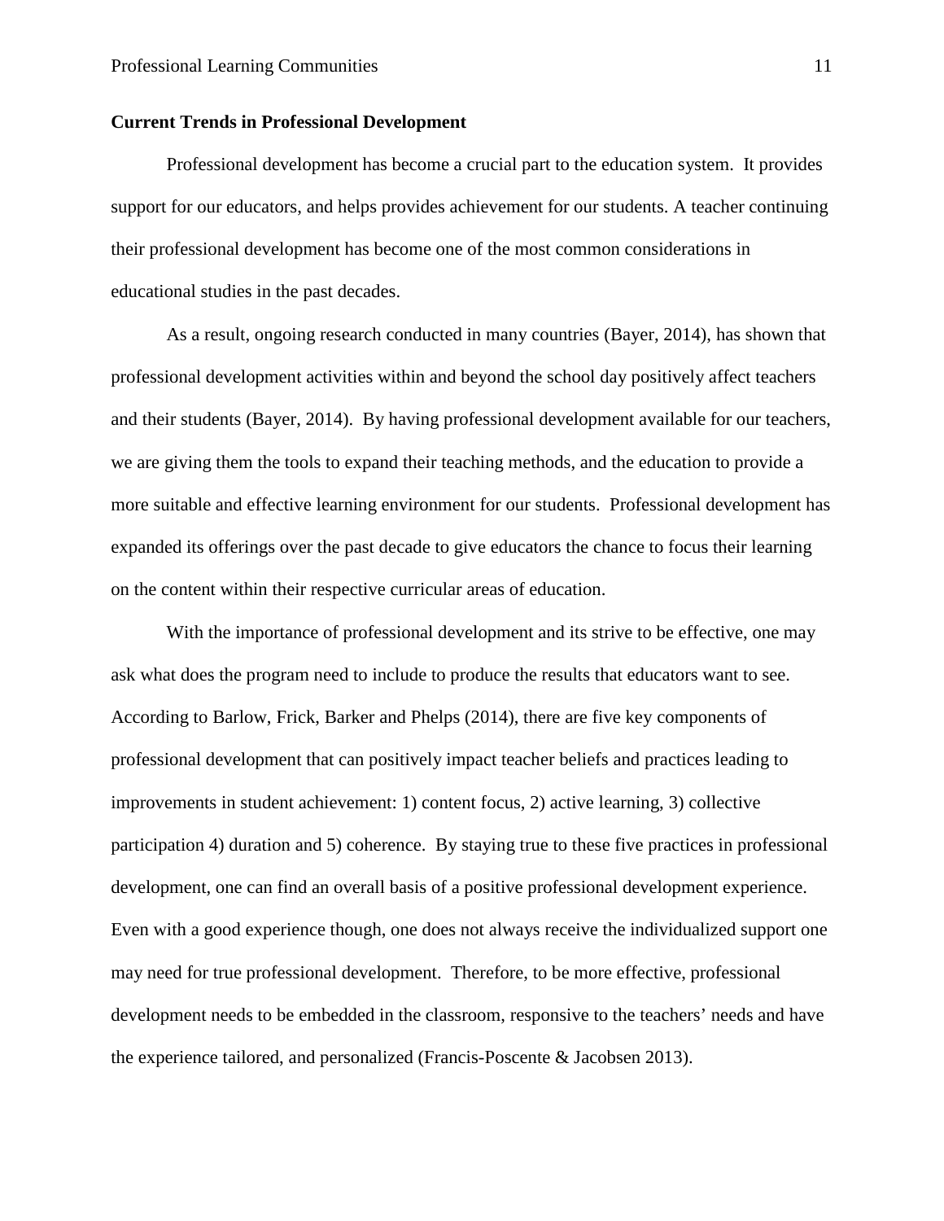**Current Trends in Professional Development**

Professional development has become a crucial part to the education system. It provides support for our educators, and helps provides achievement for our students. A teacher continuing their professional development has become one of the most common considerations in educational studies in the past decades.

As a result, ongoing research conducted in many countries (Bayer, 2014), has shown that professional development activities within and beyond the school day positively affect teachers and their students (Bayer, 2014). By having professional development available for our teachers, we are giving them the tools to expand their teaching methods, and the education to provide a more suitable and effective learning environment for our students. Professional development has expanded its offerings over the past decade to give educators the chance to focus their learning on the content within their respective curricular areas of education.

With the importance of professional development and its strive to be effective, one may ask what does the program need to include to produce the results that educators want to see. According to Barlow, Frick, Barker and Phelps (2014), there are five key components of professional development that can positively impact teacher beliefs and practices leading to improvements in student achievement: 1) content focus, 2) active learning, 3) collective participation 4) duration and 5) coherence. By staying true to these five practices in professional development, one can find an overall basis of a positive professional development experience. Even with a good experience though, one does not always receive the individualized support one may need for true professional development. Therefore, to be more effective, professional development needs to be embedded in the classroom, responsive to the teachers' needs and have the experience tailored, and personalized (Francis-Poscente & Jacobsen 2013).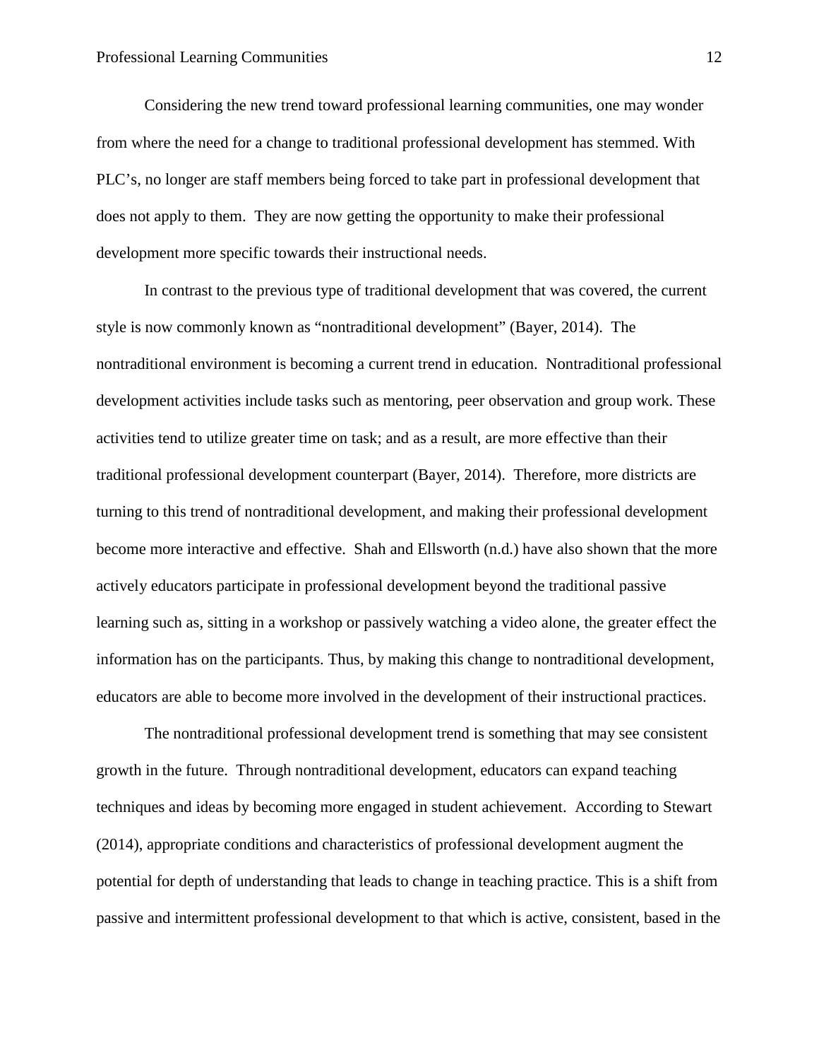Considering the new trend toward professional learning communities, one may wonder from where the need for a change to traditional professional development has stemmed. With PLC's, no longer are staff members being forced to take part in professional development that does not apply to them. They are now getting the opportunity to make their professional development more specific towards their instructional needs.

In contrast to the previous type of traditional development that was covered, the current style is now commonly known as "nontraditional development" (Bayer, 2014). The nontraditional environment is becoming a current trend in education. Nontraditional professional development activities include tasks such as mentoring, peer observation and group work. These activities tend to utilize greater time on task; and as a result, are more effective than their traditional professional development counterpart (Bayer, 2014). Therefore, more districts are turning to this trend of nontraditional development, and making their professional development become more interactive and effective. Shah and Ellsworth (n.d.) have also shown that the more actively educators participate in professional development beyond the traditional passive learning such as, sitting in a workshop or passively watching a video alone, the greater effect the information has on the participants. Thus, by making this change to nontraditional development, educators are able to become more involved in the development of their instructional practices.

The nontraditional professional development trend is something that may see consistent growth in the future. Through nontraditional development, educators can expand teaching techniques and ideas by becoming more engaged in student achievement. According to Stewart (2014), appropriate conditions and characteristics of professional development augment the potential for depth of understanding that leads to change in teaching practice. This is a shift from passive and intermittent professional development to that which is active, consistent, based in the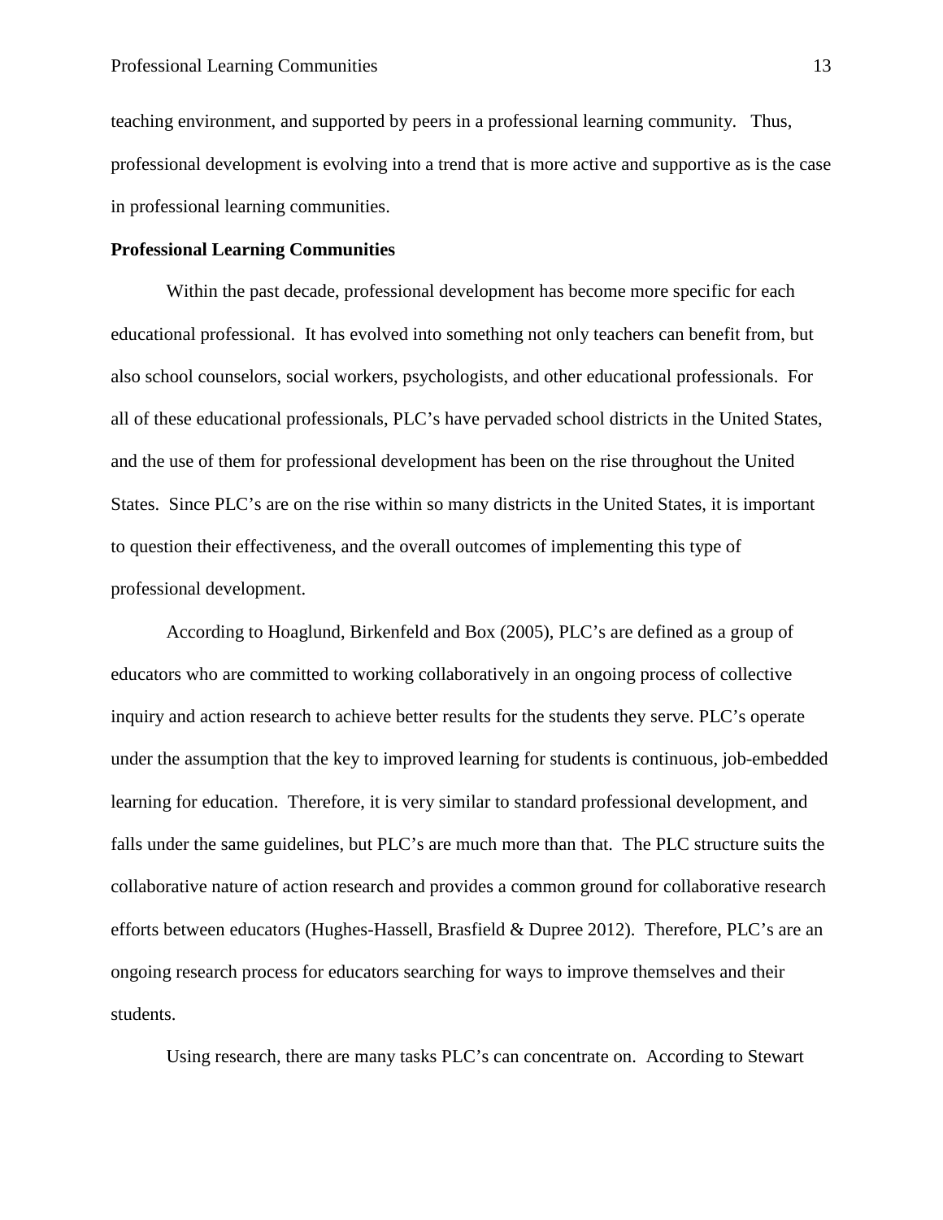teaching environment, and supported by peers in a professional learning community. Thus, professional development is evolving into a trend that is more active and supportive as is the case in professional learning communities.

**Professional Learning Communities**

Within the past decade, professional development has become more specific for each educational professional. It has evolved into something not only teachers can benefit from, but also school counselors, social workers, psychologists, and other educational professionals. For all of these educational professionals, PLC's have pervaded school districts in the United States, and the use of them for professional development has been on the rise throughout the United States. Since PLC's are on the rise within so many districts in the United States, it is important to question their effectiveness, and the overall outcomes of implementing this type of professional development.

According to Hoaglund, Birkenfeld and Box (2005), PLC's are defined as a group of educators who are committed to working collaboratively in an ongoing process of collective inquiry and action research to achieve better results for the students they serve. PLC's operate under the assumption that the key to improved learning for students is continuous, job-embedded learning for education. Therefore, it is very similar to standard professional development, and falls under the same guidelines, but PLC's are much more than that. The PLC structure suits the collaborative nature of action research and provides a common ground for collaborative research efforts between educators (Hughes-Hassell, Brasfield & Dupree 2012). Therefore, PLC's are an ongoing research process for educators searching for ways to improve themselves and their students.

Using research, there are many tasks PLC's can concentrate on. According to Stewart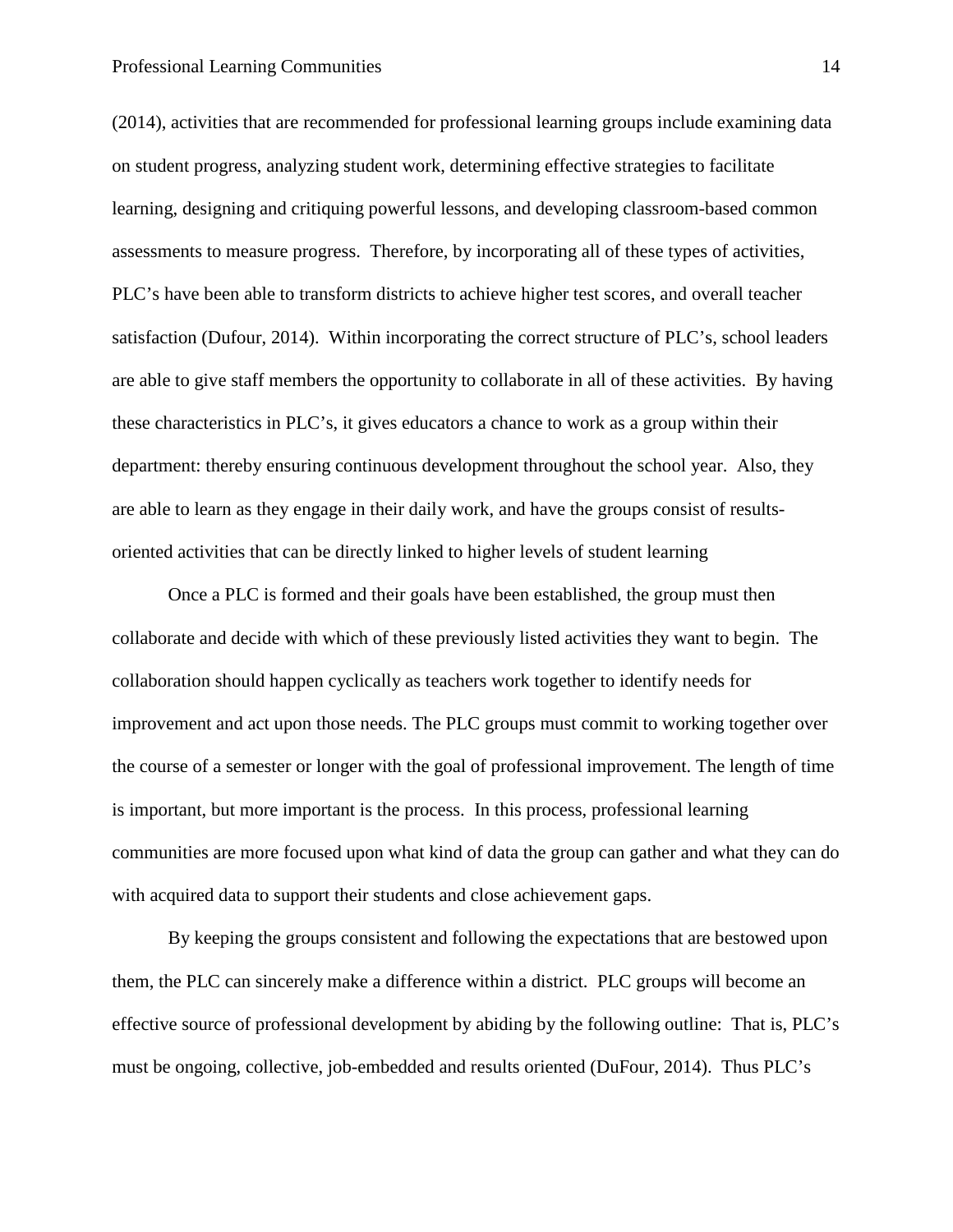(2014), activities that are recommended for professional learning groups include examining data on student progress, analyzing student work, determining effective strategies to facilitate learning, designing and critiquing powerful lessons, and developing classroom-based common assessments to measure progress. Therefore, by incorporating all of these types of activities, PLC's have been able to transform districts to achieve higher test scores, and overall teacher satisfaction (Dufour, 2014). Within incorporating the correct structure of PLC's, school leaders are able to give staff members the opportunity to collaborate in all of these activities. By having these characteristics in PLC's, it gives educators a chance to work as a group within their department: thereby ensuring continuous development throughout the school year. Also, they are able to learn as they engage in their daily work, and have the groups consist of results-oriented activities that can be directly linked to higher levels of student learning

Once a PLC is formed and their goals have been established, the group must then collaborate and decide with which of these previously listed activities they want to begin. The collaboration should happen cyclically as teachers work together to identify needs for improvement and act upon those needs. The PLC groups must commit to working together over the course of a semester or longer with the goal of professional improvement. The length of time is important, but more important is the process. In this process, professional learning communities are more focused upon what kind of data the group can gather and what they can do with acquired data to support their students and close achievement gaps.

By keeping the groups consistent and following the expectations that are bestowed upon them, the PLC can sincerely make a difference within a district. PLC groups will become an effective source of professional development by abiding by the following outline: That is, PLC's must be ongoing, collective, job-embedded and results oriented (DuFour, 2014). Thus PLC's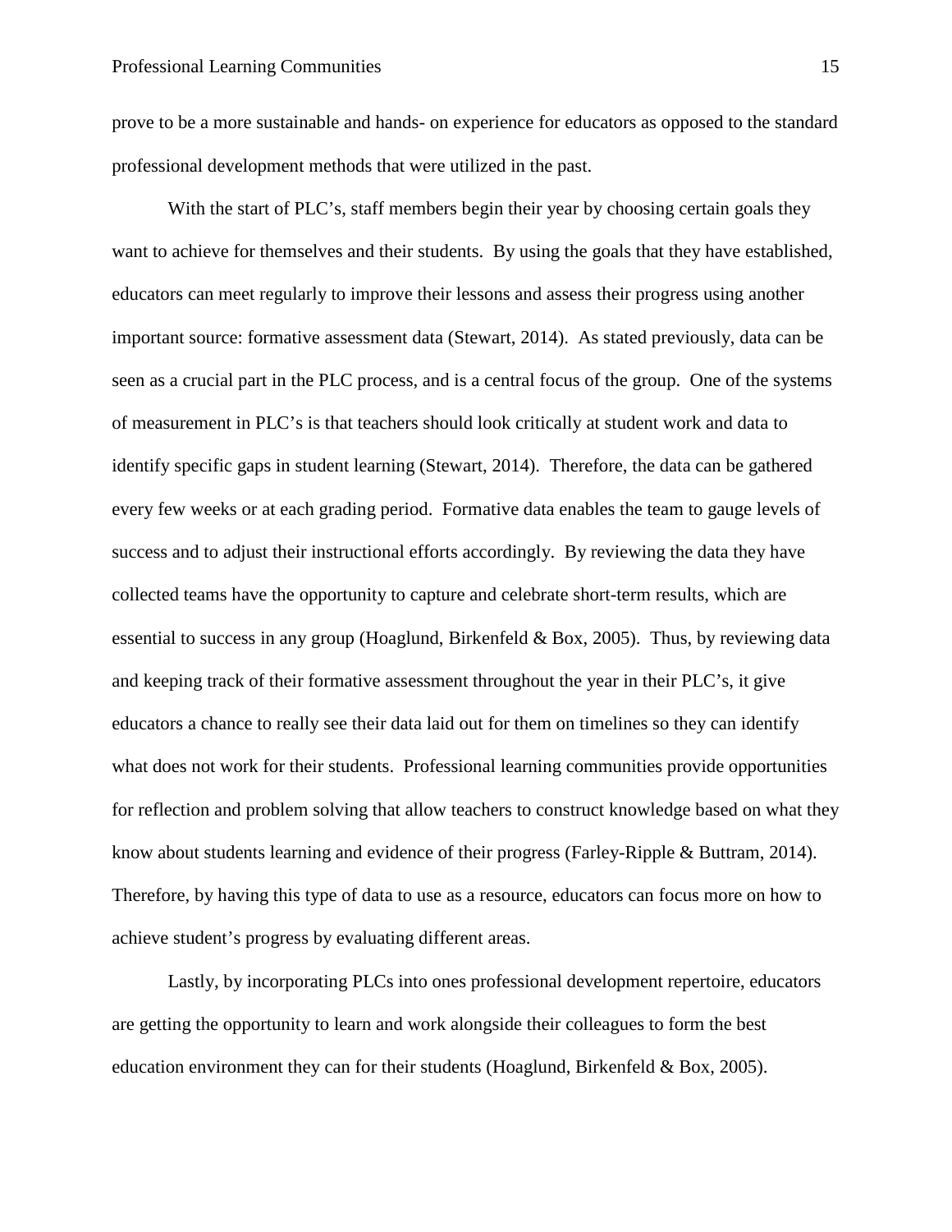prove to be a more sustainable and hands- on experience for educators as opposed to the standard professional development methods that were utilized in the past.

With the start of PLC's, staff members begin their year by choosing certain goals they want to achieve for themselves and their students. By using the goals that they have established, educators can meet regularly to improve their lessons and assess their progress using another important source: formative assessment data (Stewart, 2014). As stated previously, data can be seen as a crucial part in the PLC process, and is a central focus of the group. One of the systems of measurement in PLC's is that teachers should look critically at student work and data to identify specific gaps in student learning (Stewart, 2014). Therefore, the data can be gathered every few weeks or at each grading period. Formative data enables the team to gauge levels of success and to adjust their instructional efforts accordingly. By reviewing the data they have collected teams have the opportunity to capture and celebrate short-term results, which are essential to success in any group (Hoaglund, Birkenfeld & Box, 2005). Thus, by reviewing data and keeping track of their formative assessment throughout the year in their PLC's, it give educators a chance to really see their data laid out for them on timelines so they can identify what does not work for their students. Professional learning communities provide opportunities for reflection and problem solving that allow teachers to construct knowledge based on what they know about students learning and evidence of their progress (Farley-Ripple & Buttram, 2014). Therefore, by having this type of data to use as a resource, educators can focus more on how to achieve student's progress by evaluating different areas.

Lastly, by incorporating PLCs into ones professional development repertoire, educators are getting the opportunity to learn and work alongside their colleagues to form the best education environment they can for their students (Hoaglund, Birkenfeld & Box, 2005).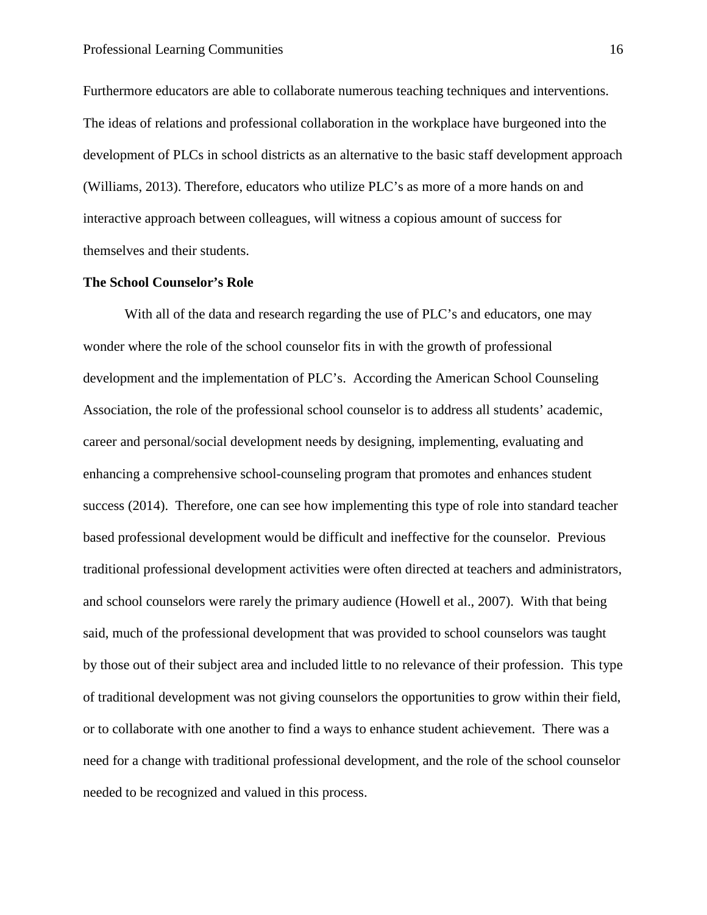Furthermore educators are able to collaborate numerous teaching techniques and interventions. The ideas of relations and professional collaboration in the workplace have burgeoned into the development of PLCs in school districts as an alternative to the basic staff development approach (Williams, 2013). Therefore, educators who utilize PLC's as more of a more hands on and interactive approach between colleagues, will witness a copious amount of success for themselves and their students.

**The School Counselor's Role**

With all of the data and research regarding the use of PLC's and educators, one may wonder where the role of the school counselor fits in with the growth of professional development and the implementation of PLC's. According the American School Counseling Association, the role of the professional school counselor is to address all students' academic, career and personal/social development needs by designing, implementing, evaluating and enhancing a comprehensive school-counseling program that promotes and enhances student success (2014). Therefore, one can see how implementing this type of role into standard teacher based professional development would be difficult and ineffective for the counselor. Previous traditional professional development activities were often directed at teachers and administrators, and school counselors were rarely the primary audience (Howell et al., 2007). With that being said, much of the professional development that was provided to school counselors was taught by those out of their subject area and included little to no relevance of their profession. This type of traditional development was not giving counselors the opportunities to grow within their field, or to collaborate with one another to find a ways to enhance student achievement. There was a need for a change with traditional professional development, and the role of the school counselor needed to be recognized and valued in this process.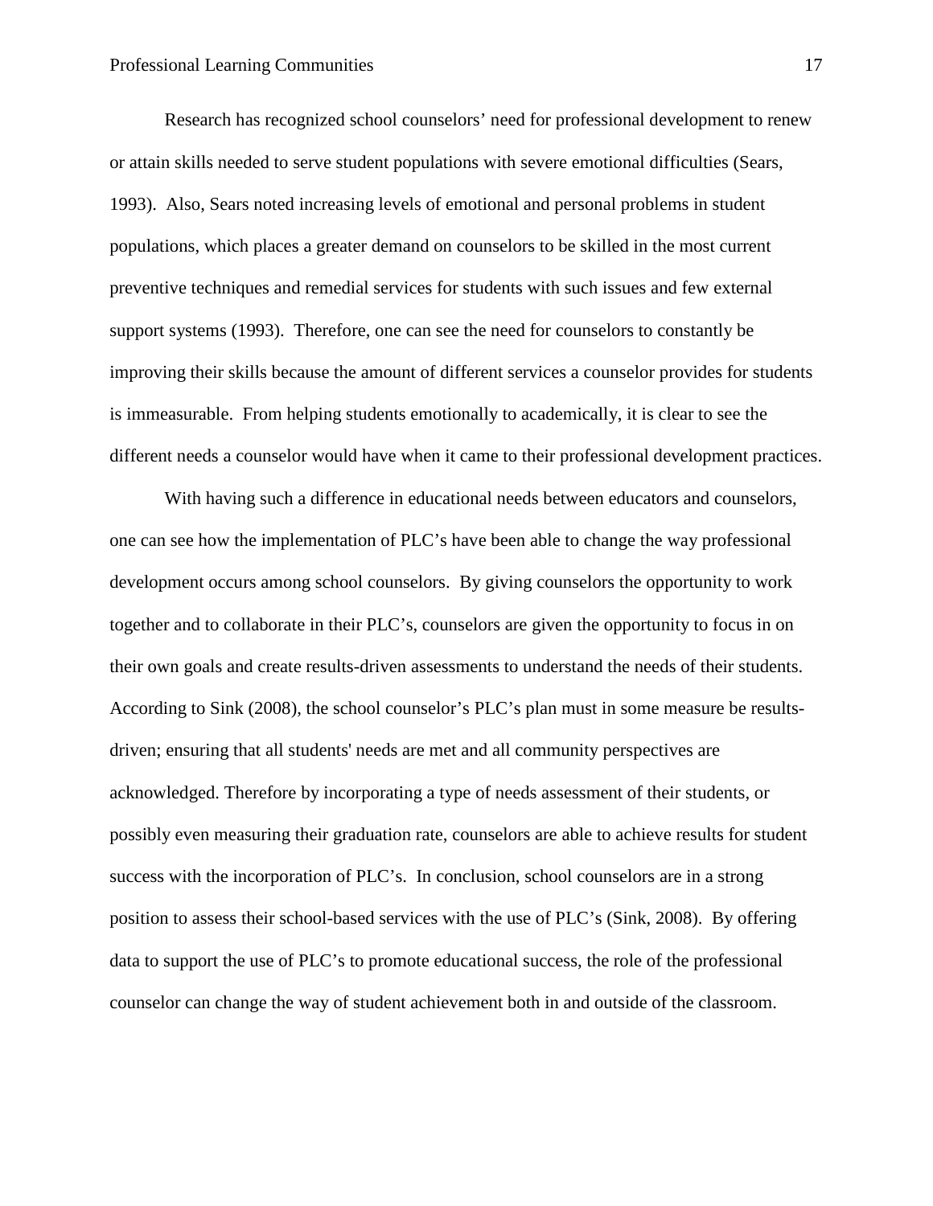Research has recognized school counselors' need for professional development to renew or attain skills needed to serve student populations with severe emotional difficulties (Sears, 1993). Also, Sears noted increasing levels of emotional and personal problems in student populations, which places a greater demand on counselors to be skilled in the most current preventive techniques and remedial services for students with such issues and few external support systems (1993). Therefore, one can see the need for counselors to constantly be improving their skills because the amount of different services a counselor provides for students is immeasurable. From helping students emotionally to academically, it is clear to see the different needs a counselor would have when it came to their professional development practices.

With having such a difference in educational needs between educators and counselors, one can see how the implementation of PLC's have been able to change the way professional development occurs among school counselors. By giving counselors the opportunity to work together and to collaborate in their PLC's, counselors are given the opportunity to focus in on their own goals and create results-driven assessments to understand the needs of their students. According to Sink (2008), the school counselor's PLC's plan must in some measure be results-driven; ensuring that all students' needs are met and all community perspectives are acknowledged. Therefore by incorporating a type of needs assessment of their students, or possibly even measuring their graduation rate, counselors are able to achieve results for student success with the incorporation of PLC's. In conclusion, school counselors are in a strong position to assess their school-based services with the use of PLC's (Sink, 2008). By offering data to support the use of PLC's to promote educational success, the role of the professional counselor can change the way of student achievement both in and outside of the classroom.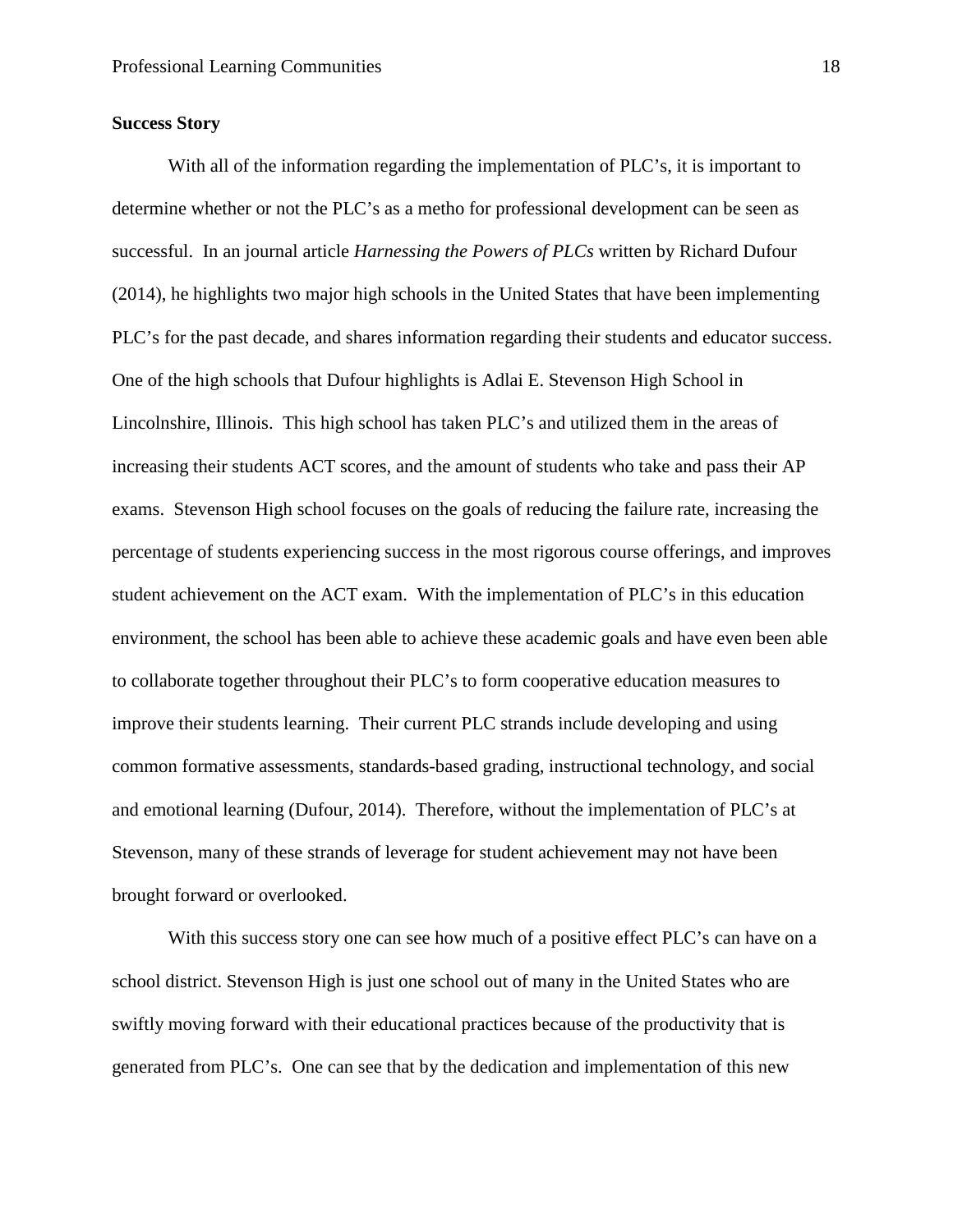**Success Story**

With all of the information regarding the implementation of PLC's, it is important to determine whether or not the PLC's as a metho for professional development can be seen as successful. In an journal article *Harnessing the Powers of PLCs* written by Richard Dufour (2014), he highlights two major high schools in the United States that have been implementing PLC's for the past decade, and shares information regarding their students and educator success. One of the high schools that Dufour highlights is Adlai E. Stevenson High School in Lincolnshire, Illinois. This high school has taken PLC's and utilized them in the areas of increasing their students ACT scores, and the amount of students who take and pass their AP exams. Stevenson High school focuses on the goals of reducing the failure rate, increasing the percentage of students experiencing success in the most rigorous course offerings, and improves student achievement on the ACT exam. With the implementation of PLC's in this education environment, the school has been able to achieve these academic goals and have even been able to collaborate together throughout their PLC's to form cooperative education measures to improve their students learning. Their current PLC strands include developing and using common formative assessments, standards-based grading, instructional technology, and social and emotional learning (Dufour, 2014). Therefore, without the implementation of PLC's at Stevenson, many of these strands of leverage for student achievement may not have been brought forward or overlooked.

With this success story one can see how much of a positive effect PLC's can have on a school district. Stevenson High is just one school out of many in the United States who are swiftly moving forward with their educational practices because of the productivity that is generated from PLC's. One can see that by the dedication and implementation of this new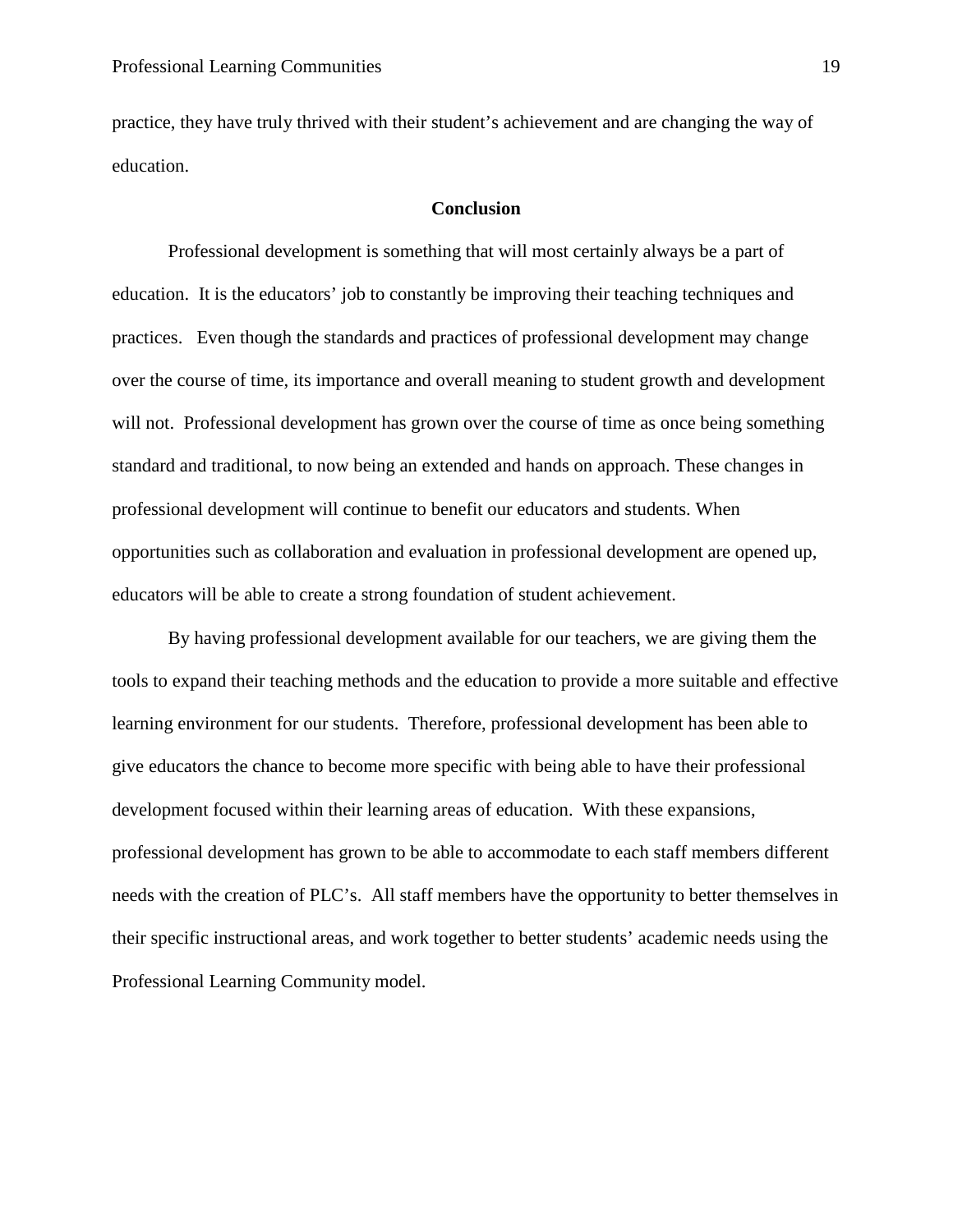practice, they have truly thrived with their student's achievement and are changing the way of education.

## Conclusion

Professional development is something that will most certainly always be a part of education. It is the educators' job to constantly be improving their teaching techniques and practices. Even though the standards and practices of professional development may change over the course of time, its importance and overall meaning to student growth and development will not. Professional development has grown over the course of time as once being something standard and traditional, to now being an extended and hands on approach. These changes in professional development will continue to benefit our educators and students. When opportunities such as collaboration and evaluation in professional development are opened up, educators will be able to create a strong foundation of student achievement.

By having professional development available for our teachers, we are giving them the tools to expand their teaching methods and the education to provide a more suitable and effective learning environment for our students. Therefore, professional development has been able to give educators the chance to become more specific with being able to have their professional development focused within their learning areas of education. With these expansions, professional development has grown to be able to accommodate to each staff members different needs with the creation of PLC's. All staff members have the opportunity to better themselves in their specific instructional areas, and work together to better students' academic needs using the Professional Learning Community model.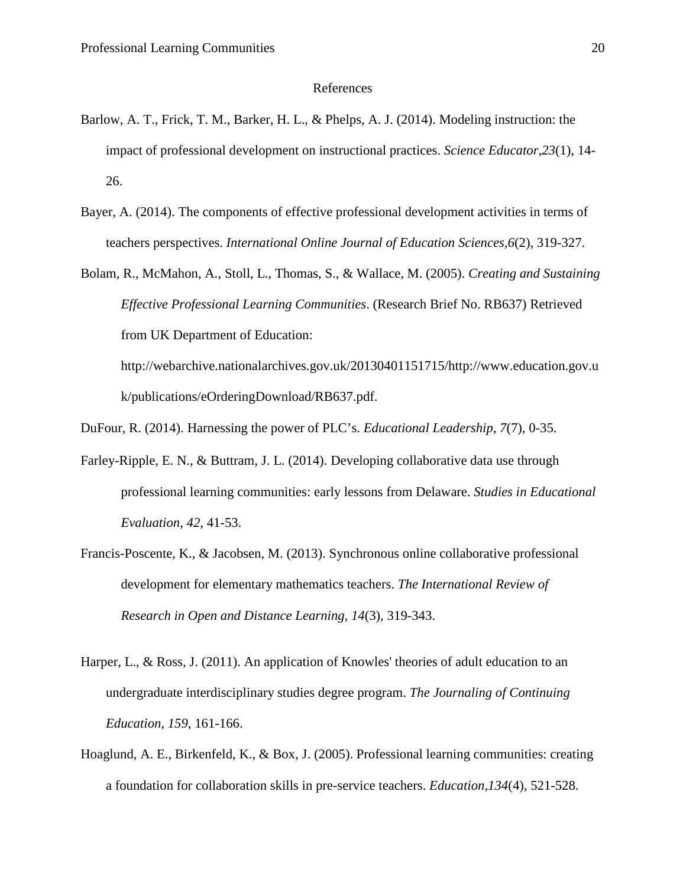# References

Barlow, A. T., Frick, T. M., Barker, H. L., & Phelps, A. J. (2014). Modeling instruction: the impact of professional development on instructional practices. *Science Educator*,*23*(1), 14-26.

Bayer, A. (2014). The components of effective professional development activities in terms of teachers perspectives. *International Online Journal of Education Sciences*,*6*(2), 319-327.

Bolam, R., McMahon, A., Stoll, L., Thomas, S., & Wallace, M. (2005). *Creating and Sustaining Effective Professional Learning Communities*. (Research Brief No. RB637) Retrieved from UK Department of Education: http://webarchive.nationalarchives.gov.uk/20130401151715/http://www.education.gov.uk/publications/eOrderingDownload/RB637.pdf.

DuFour, R. (2014). Harnessing the power of PLC's. *Educational Leadership*, *7*(7), 0-35.

Farley-Ripple, E. N., & Buttram, J. L. (2014). Developing collaborative data use through professional learning communities: early lessons from Delaware. *Studies in Educational Evaluation*, *42*, 41-53.

Francis-Poscente, K., & Jacobsen, M. (2013). Synchronous online collaborative professional development for elementary mathematics teachers. *The International Review of Research in Open and Distance Learning*, *14*(3), 319-343.

Harper, L., & Ross, J. (2011). An application of Knowles' theories of adult education to an undergraduate interdisciplinary studies degree program. *The Journaling of Continuing Education*, *159*, 161-166.

Hoaglund, A. E., Birkenfeld, K., & Box, J. (2005). Professional learning communities: creating a foundation for collaboration skills in pre-service teachers. *Education*,*134*(4), 521-528.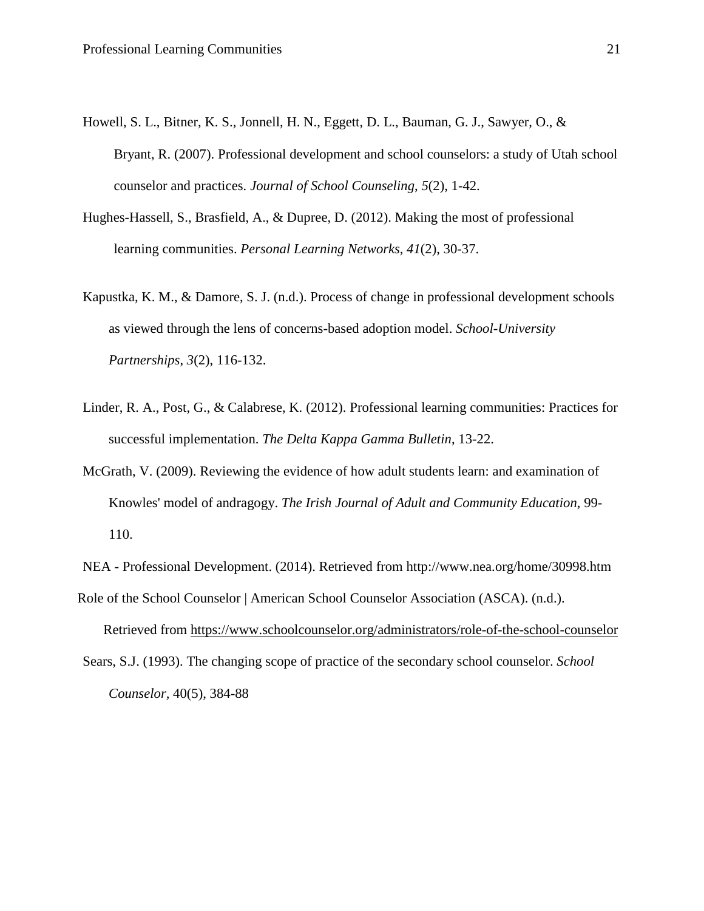Howell, S. L., Bitner, K. S., Jonnell, H. N., Eggett, D. L., Bauman, G. J., Sawyer, O., & Bryant, R. (2007). Professional development and school counselors: a study of Utah school counselor and practices. *Journal of School Counseling*, *5*(2), 1-42.

Hughes-Hassell, S., Brasfield, A., & Dupree, D. (2012). Making the most of professional learning communities. *Personal Learning Networks*, *41*(2), 30-37.

Kapustka, K. M., & Damore, S. J. (n.d.). Process of change in professional development schools as viewed through the lens of concerns-based adoption model. *School-University Partnerships*, *3*(2), 116-132.

Linder, R. A., Post, G., & Calabrese, K. (2012). Professional learning communities: Practices for successful implementation. *The Delta Kappa Gamma Bulletin*, 13-22.

McGrath, V. (2009). Reviewing the evidence of how adult students learn: and examination of Knowles' model of andragogy. *The Irish Journal of Adult and Community Education*, 99-110.

NEA - Professional Development. (2014). Retrieved from http://www.nea.org/home/30998.htm

Role of the School Counselor | American School Counselor Association (ASCA). (n.d.). Retrieved from https://www.schoolcounselor.org/administrators/role-of-the-school-counselor

Sears, S.J. (1993). The changing scope of practice of the secondary school counselor. *School Counselor*, 40(5), 384-88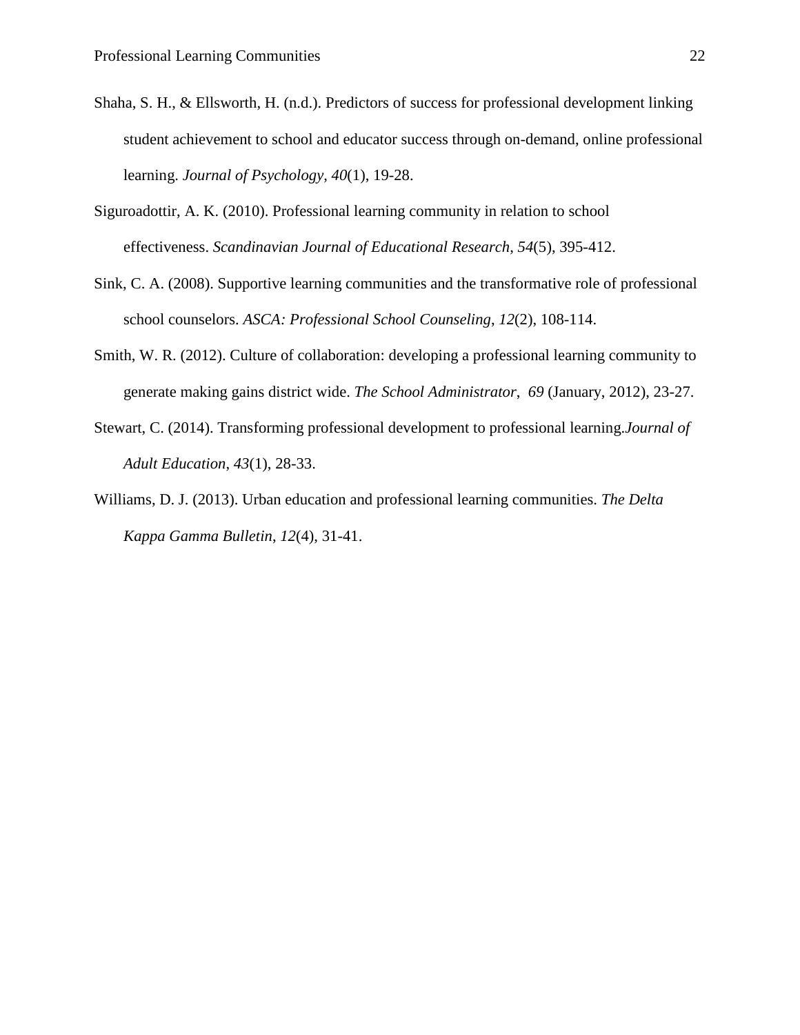Shaha, S. H., & Ellsworth, H. (n.d.). Predictors of success for professional development linking student achievement to school and educator success through on-demand, online professional learning. *Journal of Psychology*, *40*(1), 19-28.

Siguroadottir, A. K. (2010). Professional learning community in relation to school effectiveness. *Scandinavian Journal of Educational Research*, *54*(5), 395-412.

Sink, C. A. (2008). Supportive learning communities and the transformative role of professional school counselors. *ASCA: Professional School Counseling*, *12*(2), 108-114.

Smith, W. R. (2012). Culture of collaboration: developing a professional learning community to generate making gains district wide. *The School Administrator*, *69* (January, 2012), 23-27.

Stewart, C. (2014). Transforming professional development to professional learning.*Journal of Adult Education*, *43*(1), 28-33.

Williams, D. J. (2013). Urban education and professional learning communities. *The Delta Kappa Gamma Bulletin*, *12*(4), 31-41.